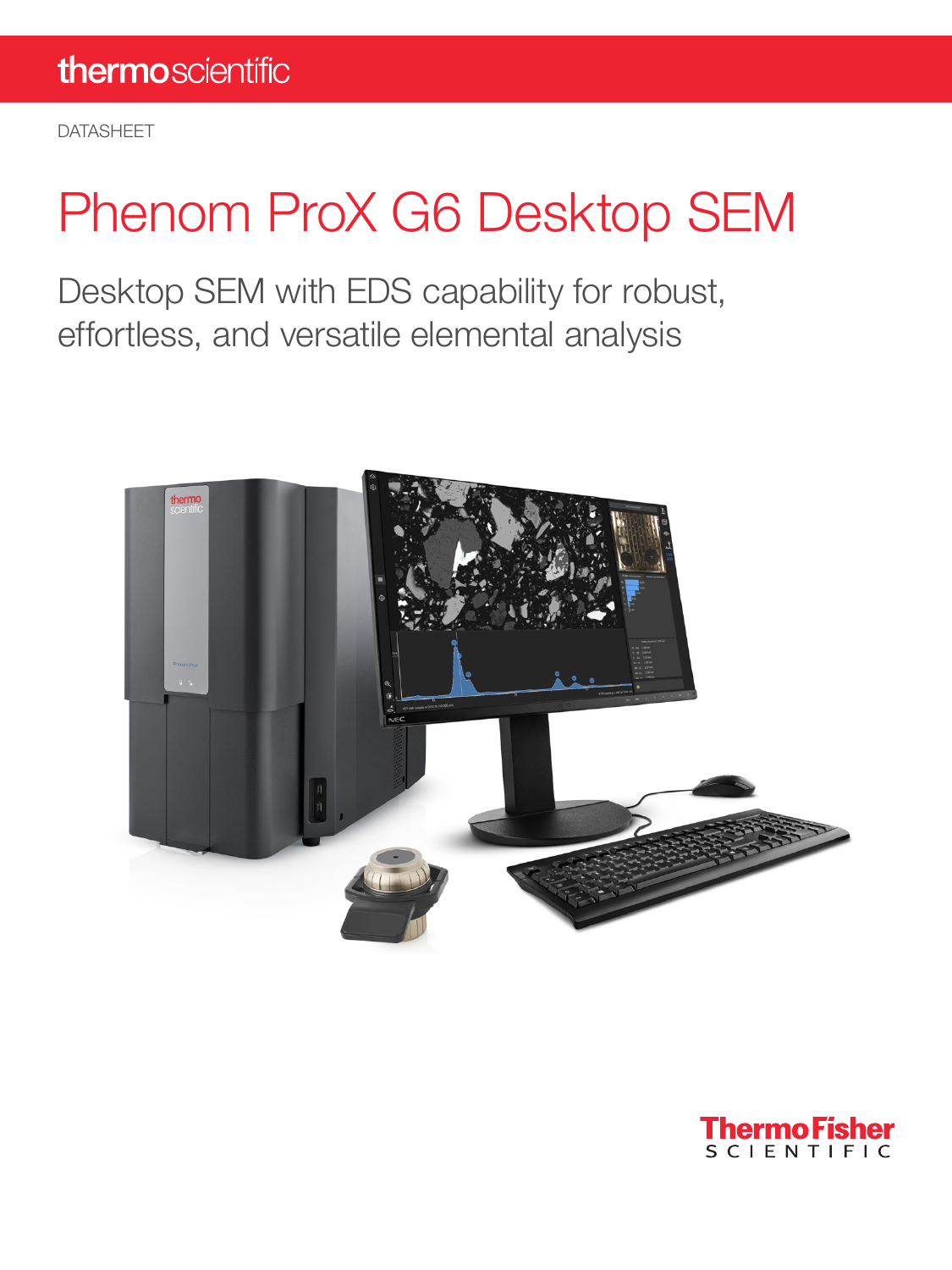thermoscientific

DATASHEET

# Phenom ProX G6 Desktop SEM

## Desktop SEM with EDS capability for robust, effortless, and versatile elemental analysis

ThermoFisher SCIENTIFIC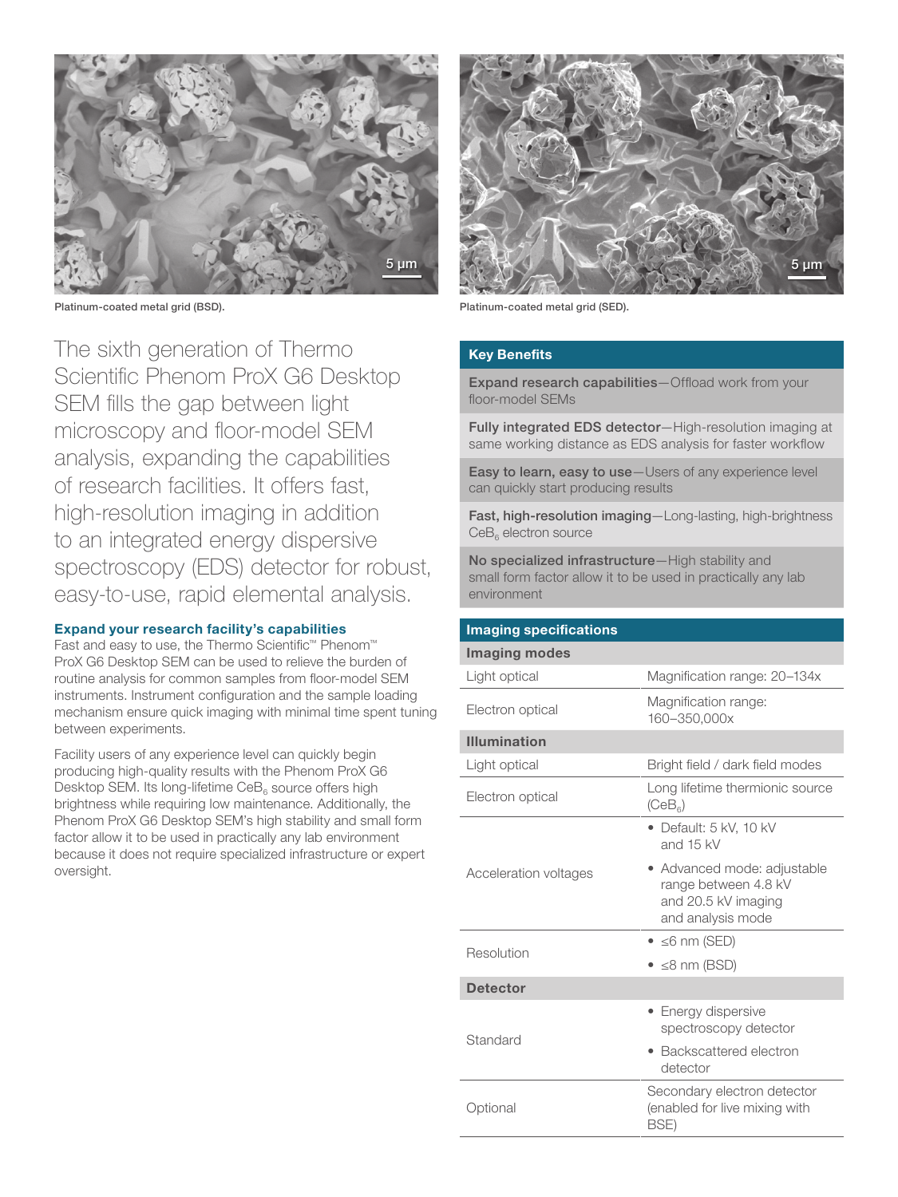Platinum-coated metal grid (BSD).

Platinum-coated metal grid (SED).

The sixth generation of Thermo Scientific Phenom ProX G6 Desktop SEM fills the gap between light microscopy and floor-model SEM analysis, expanding the capabilities of research facilities. It offers fast, high-resolution imaging in addition to an integrated energy dispersive spectroscopy (EDS) detector for robust, easy-to-use, rapid elemental analysis.

### Expand your research facility's capabilities

Fast and easy to use, the Thermo Scientific™ Phenom™ ProX G6 Desktop SEM can be used to relieve the burden of routine analysis for common samples from floor-model SEM instruments. Instrument configuration and the sample loading mechanism ensure quick imaging with minimal time spent tuning between experiments.

Facility users of any experience level can quickly begin producing high-quality results with the Phenom ProX G6 Desktop SEM. Its long-lifetime $CeB_6$ source offers high brightness while requiring low maintenance. Additionally, the Phenom ProX G6 Desktop SEM's high stability and small form factor allow it to be used in practically any lab environment because it does not require specialized infrastructure or expert oversight.

### Key Benefits

- **Expand research capabilities**—Offload work from your floor-model SEMs
- **Fully integrated EDS detector**—High-resolution imaging at same working distance as EDS analysis for faster workflow
- **Easy to learn, easy to use**—Users of any experience level can quickly start producing results
- **Fast, high-resolution imaging**—Long-lasting, high-brightness $CeB_6$ electron source
- **No specialized infrastructure**—High stability and small form factor allow it to be used in practically any lab environment

### Imaging specifications

| | |
|---|---|
| **Imaging modes** | |
| Light optical | Magnification range: 20–134x |
| Electron optical | Magnification range: 160–350,000x |
| **Illumination** | |
| Light optical | Bright field / dark field modes |
| Electron optical | Long lifetime thermionic source ($CeB_6$) |
| Acceleration voltages | • Default: 5 kV, 10 kV and 15 kV<br>• Advanced mode: adjustable range between 4.8 kV and 20.5 kV imaging and analysis mode |
| Resolution | • ≤6 nm (SED)<br>• ≤8 nm (BSD) |
| **Detector** | |
| Standard | • Energy dispersive spectroscopy detector<br>• Backscattered electron detector |
| Optional | Secondary electron detector (enabled for live mixing with BSE) |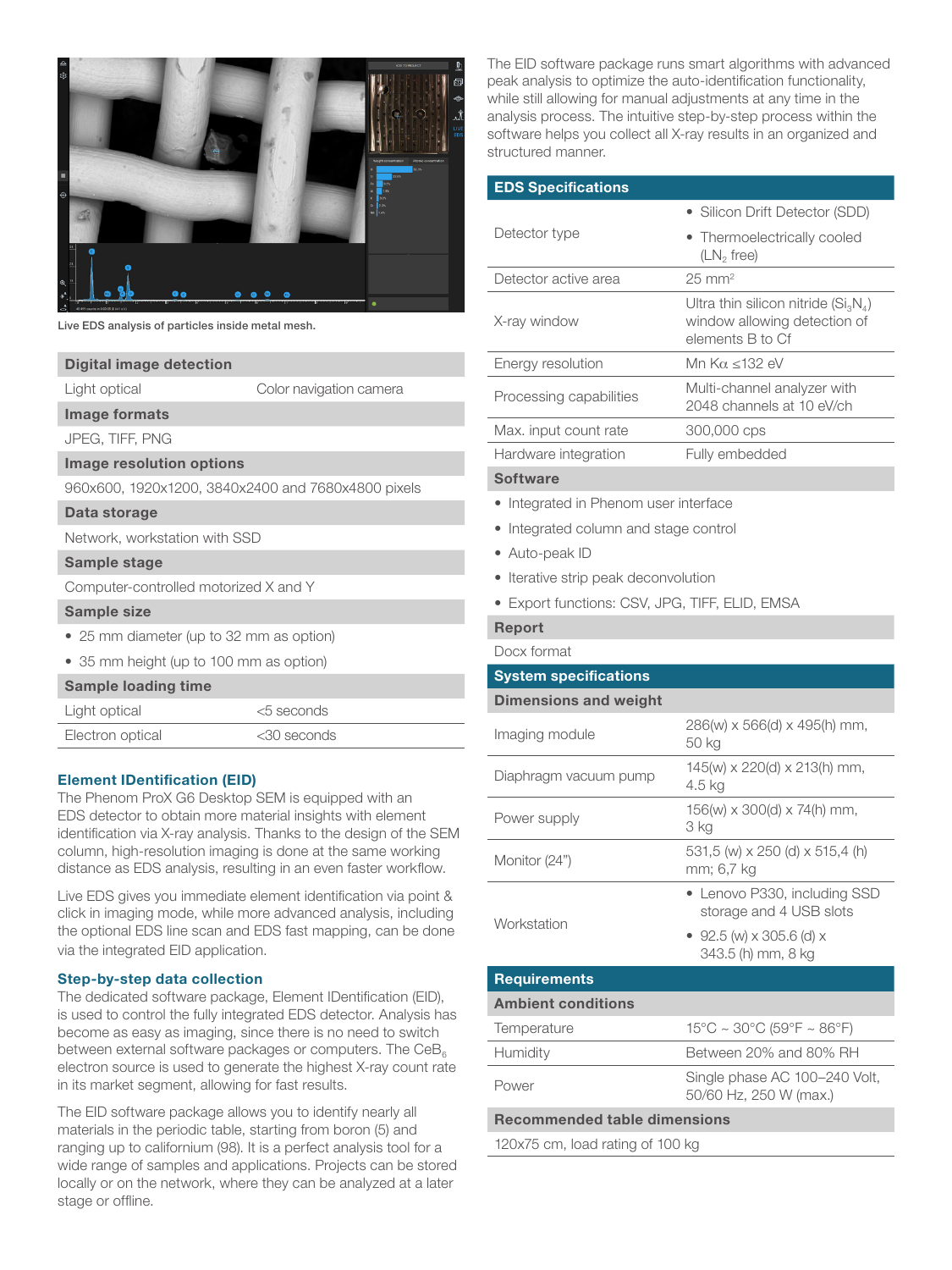Live EDS analysis of particles inside metal mesh.

| Digital image detection | |
|---|---|
| Light optical | Color navigation camera |
| **Image formats** | |
| JPEG, TIFF, PNG | |
| **Image resolution options** | |
| 960x600, 1920x1200, 3840x2400 and 7680x4800 pixels | |
| **Data storage** | |
| Network, workstation with SSD | |
| **Sample stage** | |
| Computer-controlled motorized X and Y | |
| **Sample size** | |
| • 25 mm diameter (up to 32 mm as option) | |
| • 35 mm height (up to 100 mm as option) | |
| **Sample loading time** | |
| Light optical | <5 seconds |
| Electron optical | <30 seconds |

### Element IDentification (EID)

The Phenom ProX G6 Desktop SEM is equipped with an EDS detector to obtain more material insights with element identification via X-ray analysis. Thanks to the design of the SEM column, high-resolution imaging is done at the same working distance as EDS analysis, resulting in an even faster workflow.

Live EDS gives you immediate element identification via point & click in imaging mode, while more advanced analysis, including the optional EDS line scan and EDS fast mapping, can be done via the integrated EID application.

### Step-by-step data collection

The dedicated software package, Element IDentification (EID), is used to control the fully integrated EDS detector. Analysis has become as easy as imaging, since there is no need to switch between external software packages or computers. The $CeB_6$ electron source is used to generate the highest X-ray count rate in its market segment, allowing for fast results.

The EID software package allows you to identify nearly all materials in the periodic table, starting from boron (5) and ranging up to californium (98). It is a perfect analysis tool for a wide range of samples and applications. Projects can be stored locally or on the network, where they can be analyzed at a later stage or offline.

The EID software package runs smart algorithms with advanced peak analysis to optimize the auto-identification functionality, while still allowing for manual adjustments at any time in the analysis process. The intuitive step-by-step process within the software helps you collect all X-ray results in an organized and structured manner.

| EDS Specifications | |
|---|---|
| Detector type | • Silicon Drift Detector (SDD)<br>• Thermoelectrically cooled ($LN_2$ free) |
| Detector active area | 25 mm² |
| X-ray window | Ultra thin silicon nitride ($Si_3N_4$) window allowing detection of elements B to Cf |
| Energy resolution | Mn Kα ≤132 eV |
| Processing capabilities | Multi-channel analyzer with 2048 channels at 10 eV/ch |
| Max. input count rate | 300,000 cps |
| Hardware integration | Fully embedded |
| **Software** | |
| • Integrated in Phenom user interface<br>• Integrated column and stage control<br>• Auto-peak ID<br>• Iterative strip peak deconvolution<br>• Export functions: CSV, JPG, TIFF, ELID, EMSA | |
| **Report** | |
| Docx format | |

| System specifications | |
|---|---|
| **Dimensions and weight** | |
| Imaging module | 286(w) x 566(d) x 495(h) mm, 50 kg |
| Diaphragm vacuum pump | 145(w) x 220(d) x 213(h) mm, 4.5 kg |
| Power supply | 156(w) x 300(d) x 74(h) mm, 3 kg |
| Monitor (24") | 531,5 (w) x 250 (d) x 515,4 (h) mm; 6,7 kg |
| Workstation | • Lenovo P330, including SSD storage and 4 USB slots<br>• 92.5 (w) x 305.6 (d) x 343.5 (h) mm, 8 kg |

| Requirements | |
|---|---|
| **Ambient conditions** | |
| Temperature | 15°C ~ 30°C (59°F ~ 86°F) |
| Humidity | Between 20% and 80% RH |
| Power | Single phase AC 100–240 Volt, 50/60 Hz, 250 W (max.) |
| **Recommended table dimensions** | |
| 120x75 cm, load rating of 100 kg | |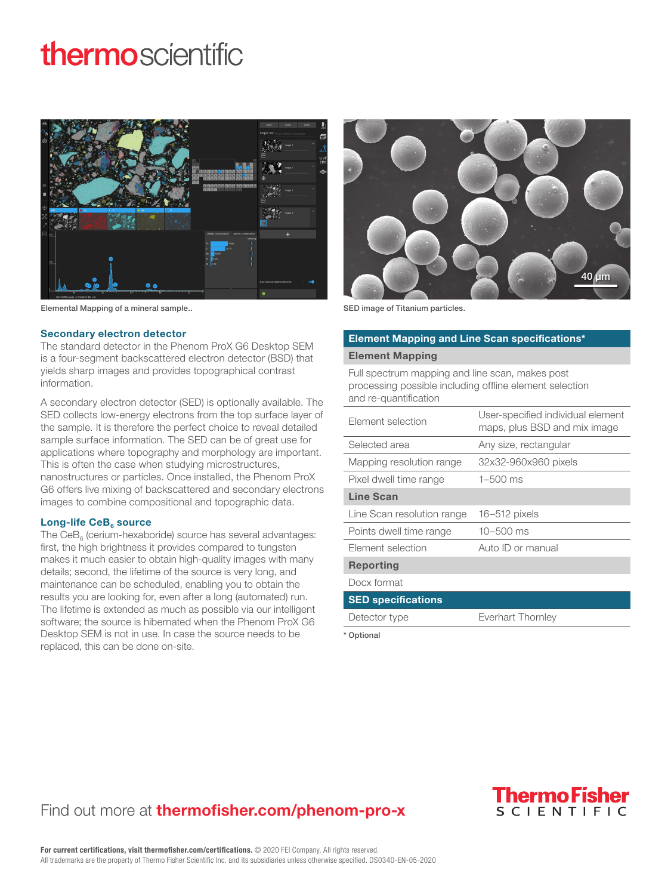# thermoscientific

Elemental Mapping of a mineral sample..

SED image of Titanium particles.

40 µm

## Secondary electron detector

The standard detector in the Phenom ProX G6 Desktop SEM is a four-segment backscattered electron detector (BSD) that yields sharp images and provides topographical contrast information.

A secondary electron detector (SED) is optionally available. The SED collects low-energy electrons from the top surface layer of the sample. It is therefore the perfect choice to reveal detailed sample surface information. The SED can be of great use for applications where topography and morphology are important. This is often the case when studying microstructures, nanostructures or particles. Once installed, the Phenom ProX G6 offers live mixing of backscattered and secondary electrons images to combine compositional and topographic data.

## Long-life $CeB_6$ source

The $CeB_6$ (cerium-hexaboride) source has several advantages: first, the high brightness it provides compared to tungsten makes it much easier to obtain high-quality images with many details; second, the lifetime of the source is very long, and maintenance can be scheduled, enabling you to obtain the results you are looking for, even after a long (automated) run. The lifetime is extended as much as possible via our intelligent software; the source is hibernated when the Phenom ProX G6 Desktop SEM is not in use. In case the source needs to be replaced, this can be done on-site.

| Element Mapping and Line Scan specifications* | |
|---|---|
| **Element Mapping** | |
| Full spectrum mapping and line scan, makes post processing possible including offline element selection and re-quantification | |
| Element selection | User-specified individual element maps, plus BSD and mix image |
| Selected area | Any size, rectangular |
| Mapping resolution range | 32x32-960x960 pixels |
| Pixel dwell time range | 1–500 ms |
| **Line Scan** | |
| Line Scan resolution range | 16–512 pixels |
| Points dwell time range | 10–500 ms |
| Element selection | Auto ID or manual |
| **Reporting** | |
| Docx format | |
| **SED specifications** | |
| Detector type | Everhart Thornley |

* Optional

Find out more at **thermofisher.com/phenom-pro-x**

ThermoFisher SCIENTIFIC

**For current certifications, visit thermofisher.com/certifications.** © 2020 FEI Company. All rights reserved.
All trademarks are the property of Thermo Fisher Scientific Inc. and its subsidiaries unless otherwise specified. DS0340-EN-05-2020